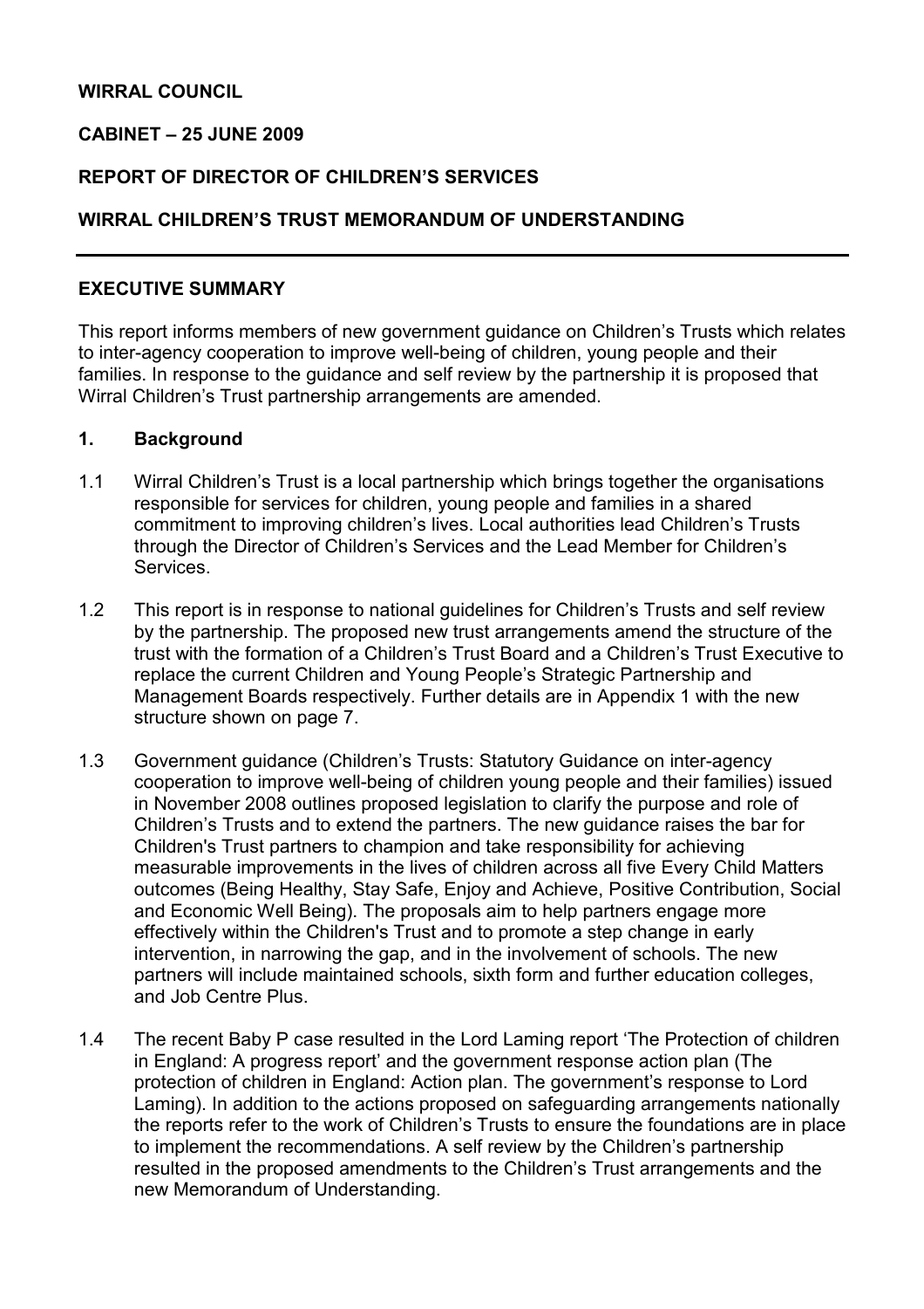**WIRRAL COUNCIL**

**CABINET – 25 JUNE 2009**

**REPORT OF DIRECTOR OF CHILDREN'S SERVICES**

**WIRRAL CHILDREN'S TRUST MEMORANDUM OF UNDERSTANDING**

---

**EXECUTIVE SUMMARY**

This report informs members of new government guidance on Children's Trusts which relates to inter-agency cooperation to improve well-being of children, young people and their families. In response to the guidance and self review by the partnership it is proposed that Wirral Children's Trust partnership arrangements are amended.

**1. Background**

1.1 Wirral Children's Trust is a local partnership which brings together the organisations responsible for services for children, young people and families in a shared commitment to improving children's lives. Local authorities lead Children's Trusts through the Director of Children's Services and the Lead Member for Children's Services.

1.2 This report is in response to national guidelines for Children's Trusts and self review by the partnership. The proposed new trust arrangements amend the structure of the trust with the formation of a Children's Trust Board and a Children's Trust Executive to replace the current Children and Young People's Strategic Partnership and Management Boards respectively. Further details are in Appendix 1 with the new structure shown on page 7.

1.3 Government guidance (Children's Trusts: Statutory Guidance on inter-agency cooperation to improve well-being of children young people and their families) issued in November 2008 outlines proposed legislation to clarify the purpose and role of Children's Trusts and to extend the partners. The new guidance raises the bar for Children's Trust partners to champion and take responsibility for achieving measurable improvements in the lives of children across all five Every Child Matters outcomes (Being Healthy, Stay Safe, Enjoy and Achieve, Positive Contribution, Social and Economic Well Being). The proposals aim to help partners engage more effectively within the Children's Trust and to promote a step change in early intervention, in narrowing the gap, and in the involvement of schools. The new partners will include maintained schools, sixth form and further education colleges, and Job Centre Plus.

1.4 The recent Baby P case resulted in the Lord Laming report 'The Protection of children in England: A progress report' and the government response action plan (The protection of children in England: Action plan. The government's response to Lord Laming). In addition to the actions proposed on safeguarding arrangements nationally the reports refer to the work of Children's Trusts to ensure the foundations are in place to implement the recommendations. A self review by the Children's partnership resulted in the proposed amendments to the Children's Trust arrangements and the new Memorandum of Understanding.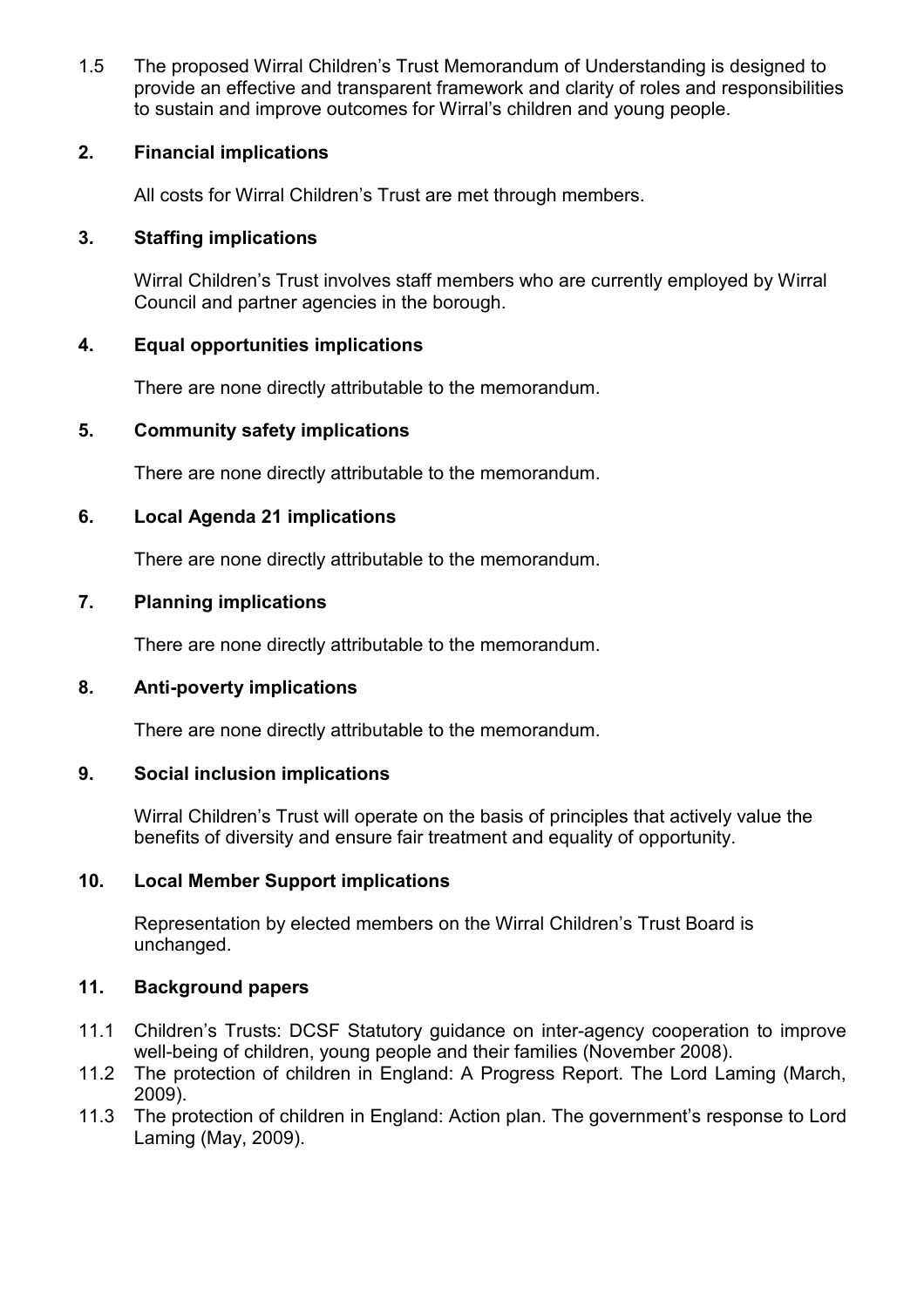1.5 The proposed Wirral Children's Trust Memorandum of Understanding is designed to provide an effective and transparent framework and clarity of roles and responsibilities to sustain and improve outcomes for Wirral's children and young people.

## 2. Financial implications

All costs for Wirral Children's Trust are met through members.

## 3. Staffing implications

Wirral Children's Trust involves staff members who are currently employed by Wirral Council and partner agencies in the borough.

## 4. Equal opportunities implications

There are none directly attributable to the memorandum.

## 5. Community safety implications

There are none directly attributable to the memorandum.

## 6. Local Agenda 21 implications

There are none directly attributable to the memorandum.

## 7. Planning implications

There are none directly attributable to the memorandum.

## 8. Anti-poverty implications

There are none directly attributable to the memorandum.

## 9. Social inclusion implications

Wirral Children's Trust will operate on the basis of principles that actively value the benefits of diversity and ensure fair treatment and equality of opportunity.

## 10. Local Member Support implications

Representation by elected members on the Wirral Children's Trust Board is unchanged.

## 11. Background papers

11.1 Children's Trusts: DCSF Statutory guidance on inter-agency cooperation to improve well-being of children, young people and their families (November 2008).

11.2 The protection of children in England: A Progress Report. The Lord Laming (March, 2009).

11.3 The protection of children in England: Action plan. The government's response to Lord Laming (May, 2009).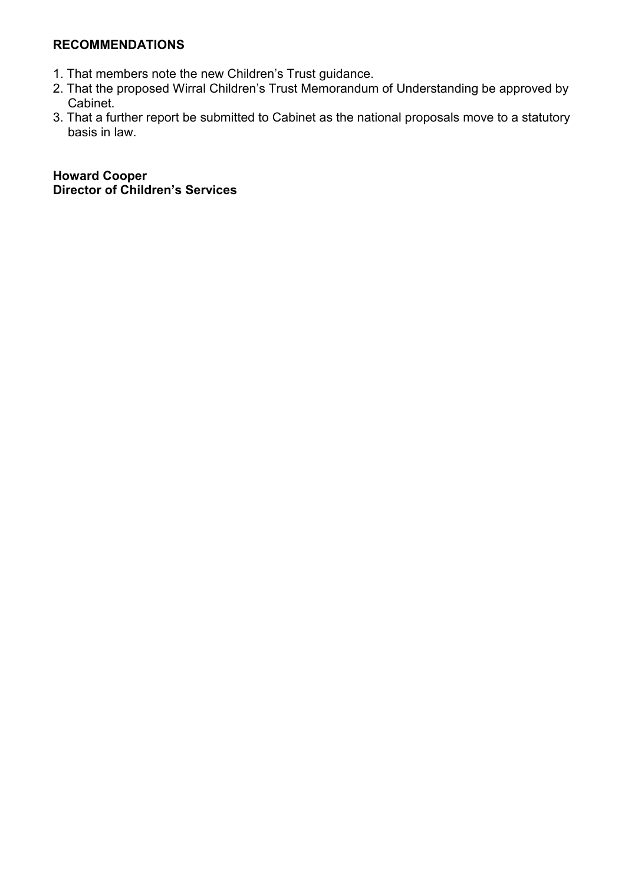## RECOMMENDATIONS

1. That members note the new Children's Trust guidance.
2. That the proposed Wirral Children's Trust Memorandum of Understanding be approved by Cabinet.
3. That a further report be submitted to Cabinet as the national proposals move to a statutory basis in law.

**Howard Cooper**
**Director of Children's Services**